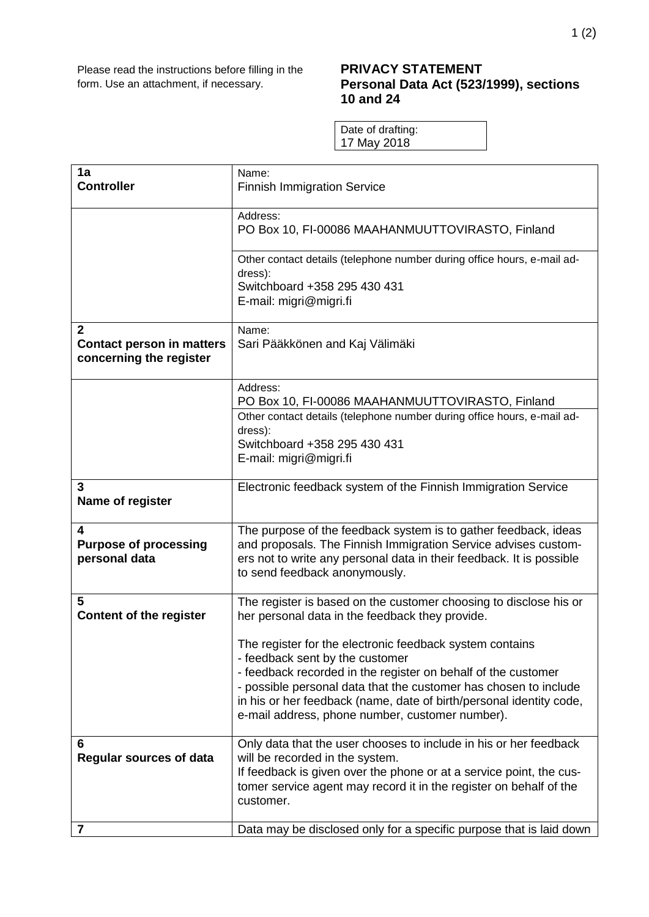Please read the instructions before filling in the form. Use an attachment, if necessary.

**PRIVACY STATEMENT**
**Personal Data Act (523/1999), sections 10 and 24**

| Date of drafting: 17 May 2018 |
|---|

| | |
|---|---|
| **1a**<br>**Controller** | Name:<br>Finnish Immigration Service |
| | Address:<br>PO Box 10, FI-00086 MAAHANMUUTTOVIRASTO, Finland |
| | Other contact details (telephone number during office hours, e-mail address):<br>Switchboard +358 295 430 431<br>E-mail: migri@migri.fi |
| **2**<br>**Contact person in matters concerning the register** | Name:<br>Sari Pääkkönen and Kaj Välimäki |
| | Address:<br>PO Box 10, FI-00086 MAAHANMUUTTOVIRASTO, Finland |
| | Other contact details (telephone number during office hours, e-mail address):<br>Switchboard +358 295 430 431<br>E-mail: migri@migri.fi |
| **3**<br>**Name of register** | Electronic feedback system of the Finnish Immigration Service |
| **4**<br>**Purpose of processing personal data** | The purpose of the feedback system is to gather feedback, ideas and proposals. The Finnish Immigration Service advises customers not to write any personal data in their feedback. It is possible to send feedback anonymously. |
| **5**<br>**Content of the register** | The register is based on the customer choosing to disclose his or her personal data in the feedback they provide.<br><br>The register for the electronic feedback system contains<br>- feedback sent by the customer<br>- feedback recorded in the register on behalf of the customer<br>- possible personal data that the customer has chosen to include in his or her feedback (name, date of birth/personal identity code, e-mail address, phone number, customer number). |
| **6**<br>**Regular sources of data** | Only data that the user chooses to include in his or her feedback will be recorded in the system.<br>If feedback is given over the phone or at a service point, the customer service agent may record it in the register on behalf of the customer. |
| **7** | Data may be disclosed only for a specific purpose that is laid down |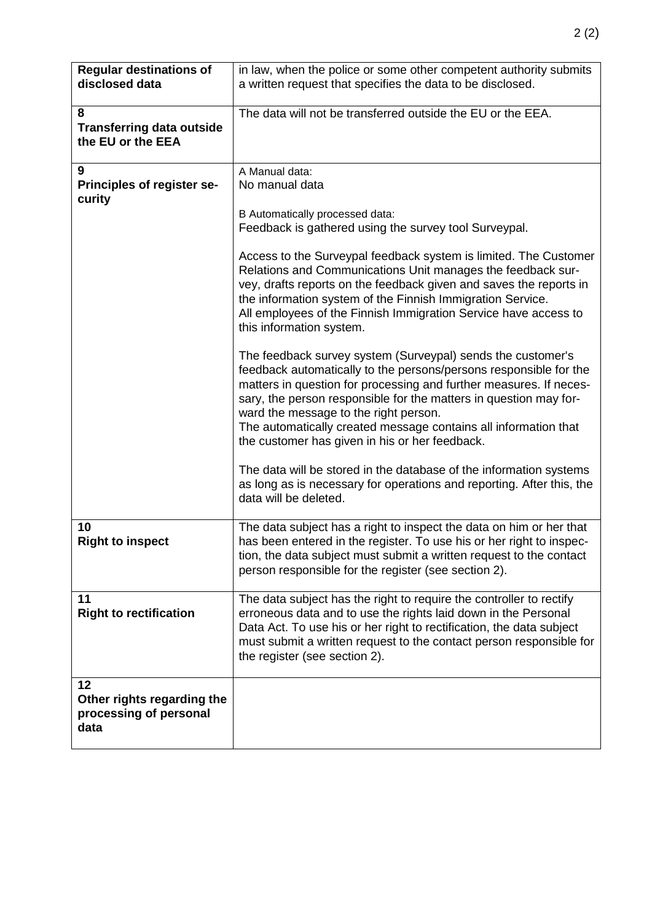| | |
|---|---|
| **Regular destinations of disclosed data** | in law, when the police or some other competent authority submits a written request that specifies the data to be disclosed. |
| **8**<br>**Transferring data outside the EU or the EEA** | The data will not be transferred outside the EU or the EEA. |
| **9**<br>**Principles of register security** | A Manual data:<br>No manual data<br><br>B Automatically processed data:<br>Feedback is gathered using the survey tool Surveypal.<br><br>Access to the Surveypal feedback system is limited. The Customer Relations and Communications Unit manages the feedback survey, drafts reports on the feedback given and saves the reports in the information system of the Finnish Immigration Service.<br>All employees of the Finnish Immigration Service have access to this information system.<br><br>The feedback survey system (Surveypal) sends the customer's feedback automatically to the persons/persons responsible for the matters in question for processing and further measures. If necessary, the person responsible for the matters in question may forward the message to the right person.<br>The automatically created message contains all information that the customer has given in his or her feedback.<br><br>The data will be stored in the database of the information systems as long as is necessary for operations and reporting. After this, the data will be deleted. |
| **10**<br>**Right to inspect** | The data subject has a right to inspect the data on him or her that has been entered in the register. To use his or her right to inspection, the data subject must submit a written request to the contact person responsible for the register (see section 2). |
| **11**<br>**Right to rectification** | The data subject has the right to require the controller to rectify erroneous data and to use the rights laid down in the Personal Data Act. To use his or her right to rectification, the data subject must submit a written request to the contact person responsible for the register (see section 2). |
| **12**<br>**Other rights regarding the processing of personal data** | |